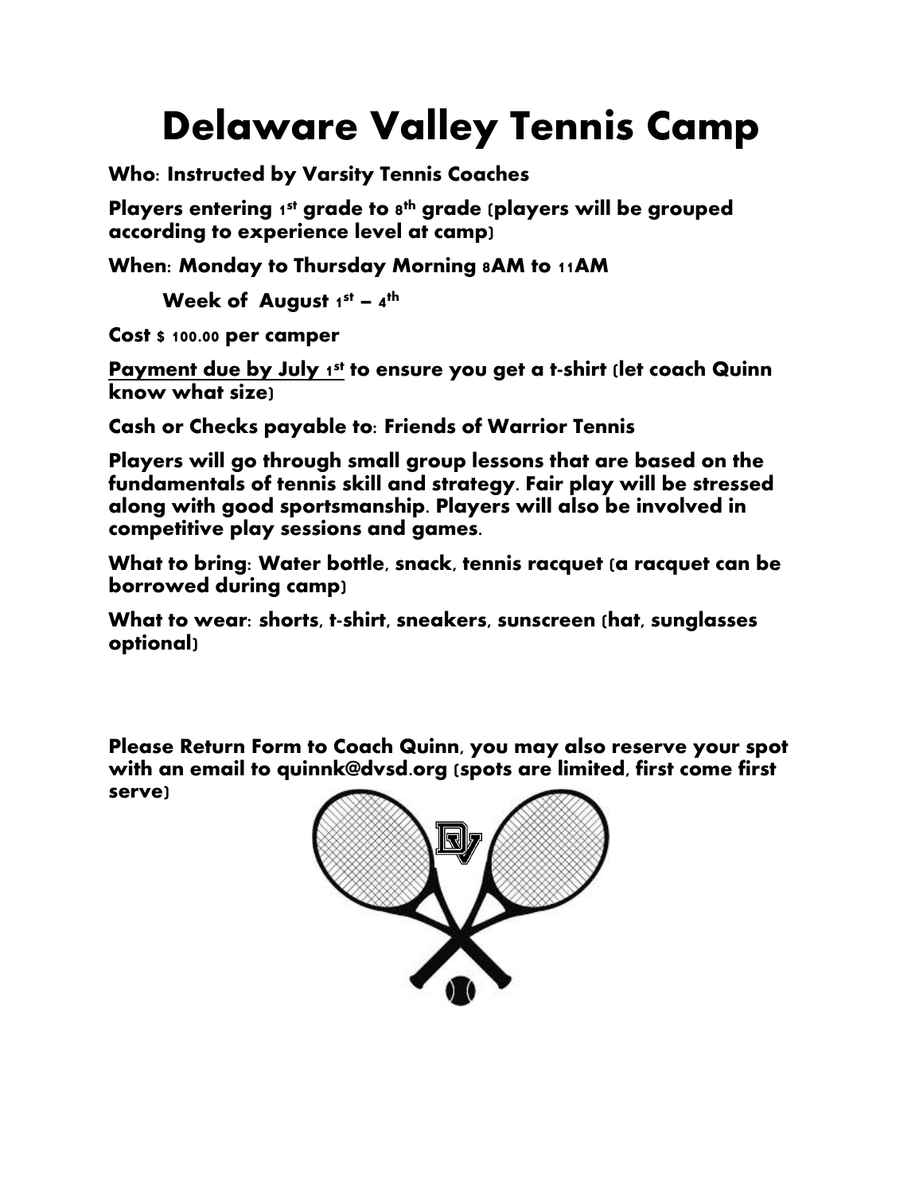# Delaware Valley Tennis Camp

**Who: Instructed by Varsity Tennis Coaches**

**Players entering 1st grade to 8th grade (players will be grouped according to experience level at camp)**

**When: Monday to Thursday Morning 8AM to 11AM**

**Week of August 1st – 4th**

**Cost $ 100.00 per camper**

**Payment due by July 1st to ensure you get a t-shirt (let coach Quinn know what size)**

**Cash or Checks payable to: Friends of Warrior Tennis**

**Players will go through small group lessons that are based on the fundamentals of tennis skill and strategy. Fair play will be stressed along with good sportsmanship. Players will also be involved in competitive play sessions and games.**

**What to bring: Water bottle, snack, tennis racquet (a racquet can be borrowed during camp)**

**What to wear: shorts, t-shirt, sneakers, sunscreen (hat, sunglasses optional)**

**Please Return Form to Coach Quinn, you may also reserve your spot with an email to quinnk@dvsd.org (spots are limited, first come first serve)**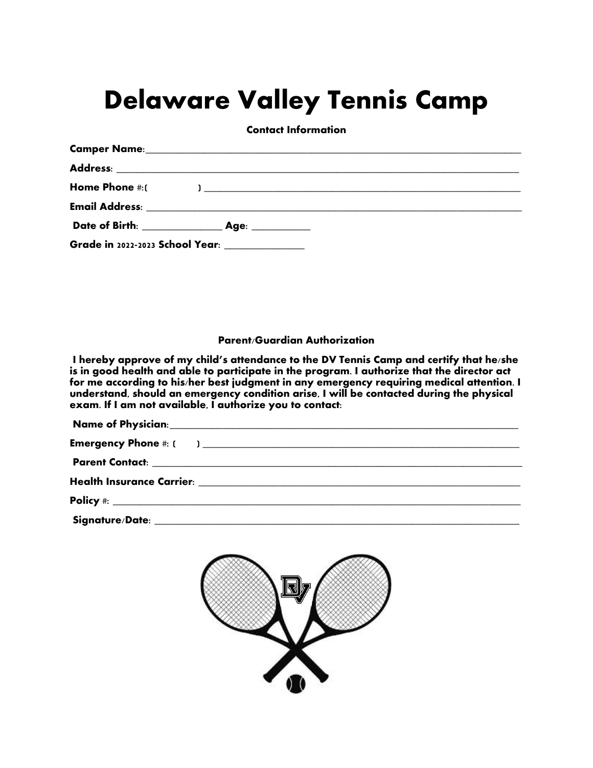# Delaware Valley Tennis Camp

**Contact Information**

**Camper Name:**\_\_\_\_\_\_\_\_\_\_\_\_\_\_\_\_\_\_\_\_\_\_\_\_\_\_\_\_\_\_\_\_\_\_\_\_\_\_\_\_\_\_\_\_\_\_\_\_\_\_\_\_\_\_\_\_\_\_\_\_

**Address:** \_\_\_\_\_\_\_\_\_\_\_\_\_\_\_\_\_\_\_\_\_\_\_\_\_\_\_\_\_\_\_\_\_\_\_\_\_\_\_\_\_\_\_\_\_\_\_\_\_\_\_\_\_\_\_\_\_\_\_\_

**Home Phone** #:(          ) \_\_\_\_\_\_\_\_\_\_\_\_\_\_\_\_\_\_\_\_\_\_\_\_\_\_\_\_\_\_\_\_\_\_\_\_\_\_\_\_\_\_\_\_\_\_\_\_

**Email Address:** \_\_\_\_\_\_\_\_\_\_\_\_\_\_\_\_\_\_\_\_\_\_\_\_\_\_\_\_\_\_\_\_\_\_\_\_\_\_\_\_\_\_\_\_\_\_\_\_\_\_\_\_\_\_\_\_\_\_

**Date of Birth:** \_\_\_\_\_\_\_\_\_\_\_\_\_ **Age:** \_\_\_\_\_\_\_\_\_\_

**Grade in** 2022-2023 **School Year:** \_\_\_\_\_\_\_\_\_\_\_\_\_

**Parent/Guardian Authorization**

**I hereby approve of my child's attendance to the DV Tennis Camp and certify that he/she is in good health and able to participate in the program. I authorize that the director act for me according to his/her best judgment in any emergency requiring medical attention. I understand, should an emergency condition arise, I will be contacted during the physical exam. If I am not available, I authorize you to contact:**

**Name of Physician:**\_\_\_\_\_\_\_\_\_\_\_\_\_\_\_\_\_\_\_\_\_\_\_\_\_\_\_\_\_\_\_\_\_\_\_\_\_\_\_\_\_\_\_\_\_\_\_\_\_\_\_\_\_\_

**Emergency Phone** #: (      ) \_\_\_\_\_\_\_\_\_\_\_\_\_\_\_\_\_\_\_\_\_\_\_\_\_\_\_\_\_\_\_\_\_\_\_\_\_\_\_\_\_\_\_\_\_\_

**Parent Contact:** \_\_\_\_\_\_\_\_\_\_\_\_\_\_\_\_\_\_\_\_\_\_\_\_\_\_\_\_\_\_\_\_\_\_\_\_\_\_\_\_\_\_\_\_\_\_\_\_\_\_\_\_\_\_\_\_

**Health Insurance Carrier:** \_\_\_\_\_\_\_\_\_\_\_\_\_\_\_\_\_\_\_\_\_\_\_\_\_\_\_\_\_\_\_\_\_\_\_\_\_\_\_\_\_\_\_\_\_\_\_\_

**Policy** #: \_\_\_\_\_\_\_\_\_\_\_\_\_\_\_\_\_\_\_\_\_\_\_\_\_\_\_\_\_\_\_\_\_\_\_\_\_\_\_\_\_\_\_\_\_\_\_\_\_\_\_\_\_\_\_\_\_\_\_\_\_

**Signature/Date:** \_\_\_\_\_\_\_\_\_\_\_\_\_\_\_\_\_\_\_\_\_\_\_\_\_\_\_\_\_\_\_\_\_\_\_\_\_\_\_\_\_\_\_\_\_\_\_\_\_\_\_\_\_\_\_\_